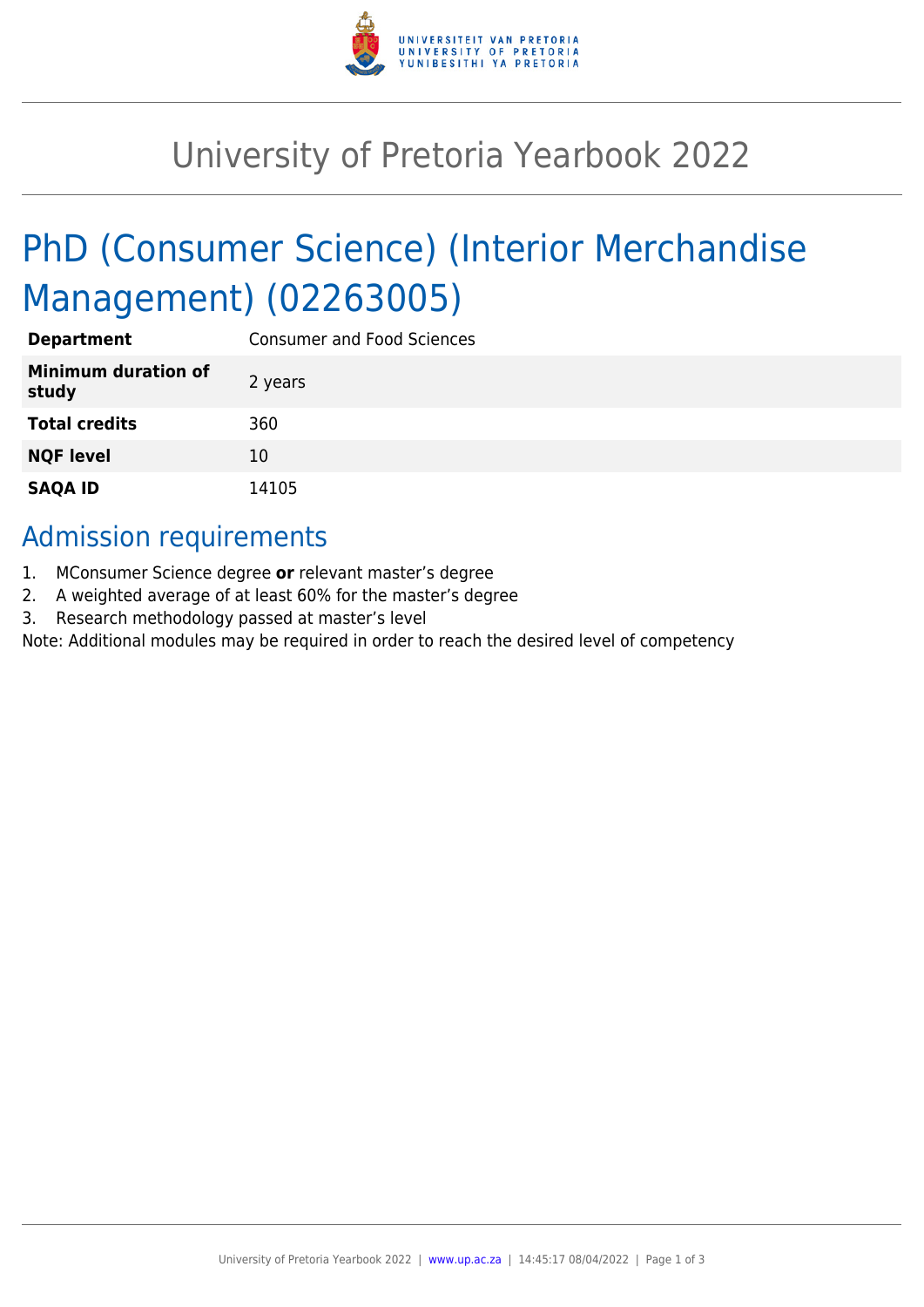# University of Pretoria Yearbook 2022

## PhD (Consumer Science) (Interior Merchandise Management) (02263005)

| | |
|---|---|
| **Department** | Consumer and Food Sciences |
| **Minimum duration of study** | 2 years |
| **Total credits** | 360 |
| **NQF level** | 10 |
| **SAQA ID** | 14105 |

### Admission requirements

1. MConsumer Science degree **or** relevant master's degree
2. A weighted average of at least 60% for the master's degree
3. Research methodology passed at master's level

Note: Additional modules may be required in order to reach the desired level of competency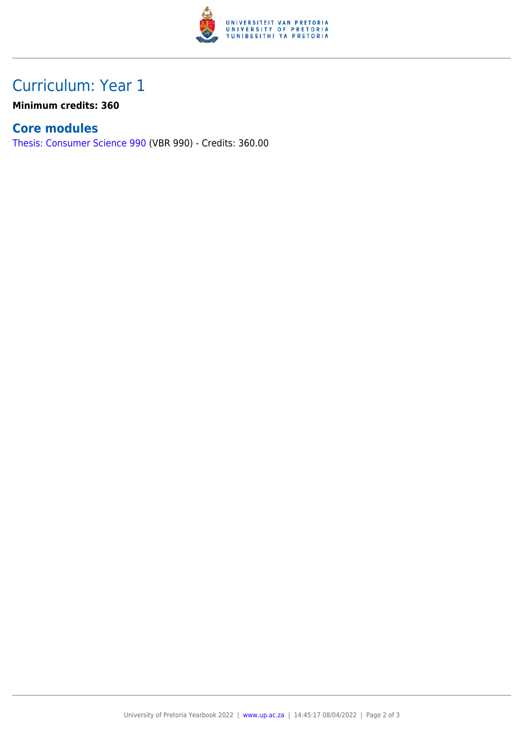## Curriculum: Year 1

**Minimum credits: 360**

### Core modules

Thesis: Consumer Science 990 (VBR 990) - Credits: 360.00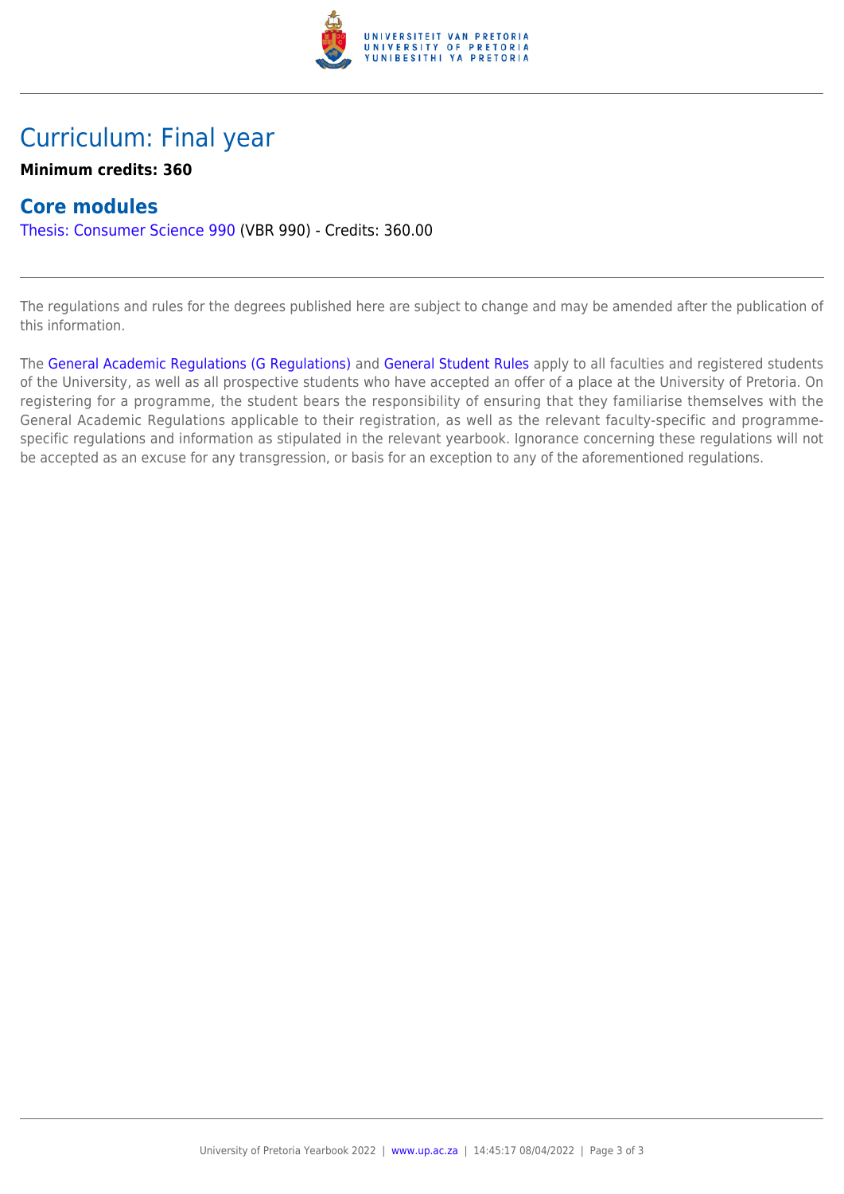## Curriculum: Final year

**Minimum credits: 360**

### Core modules

Thesis: Consumer Science 990 (VBR 990) - Credits: 360.00

The regulations and rules for the degrees published here are subject to change and may be amended after the publication of this information.

The General Academic Regulations (G Regulations) and General Student Rules apply to all faculties and registered students of the University, as well as all prospective students who have accepted an offer of a place at the University of Pretoria. On registering for a programme, the student bears the responsibility of ensuring that they familiarise themselves with the General Academic Regulations applicable to their registration, as well as the relevant faculty-specific and programme-specific regulations and information as stipulated in the relevant yearbook. Ignorance concerning these regulations will not be accepted as an excuse for any transgression, or basis for an exception to any of the aforementioned regulations.